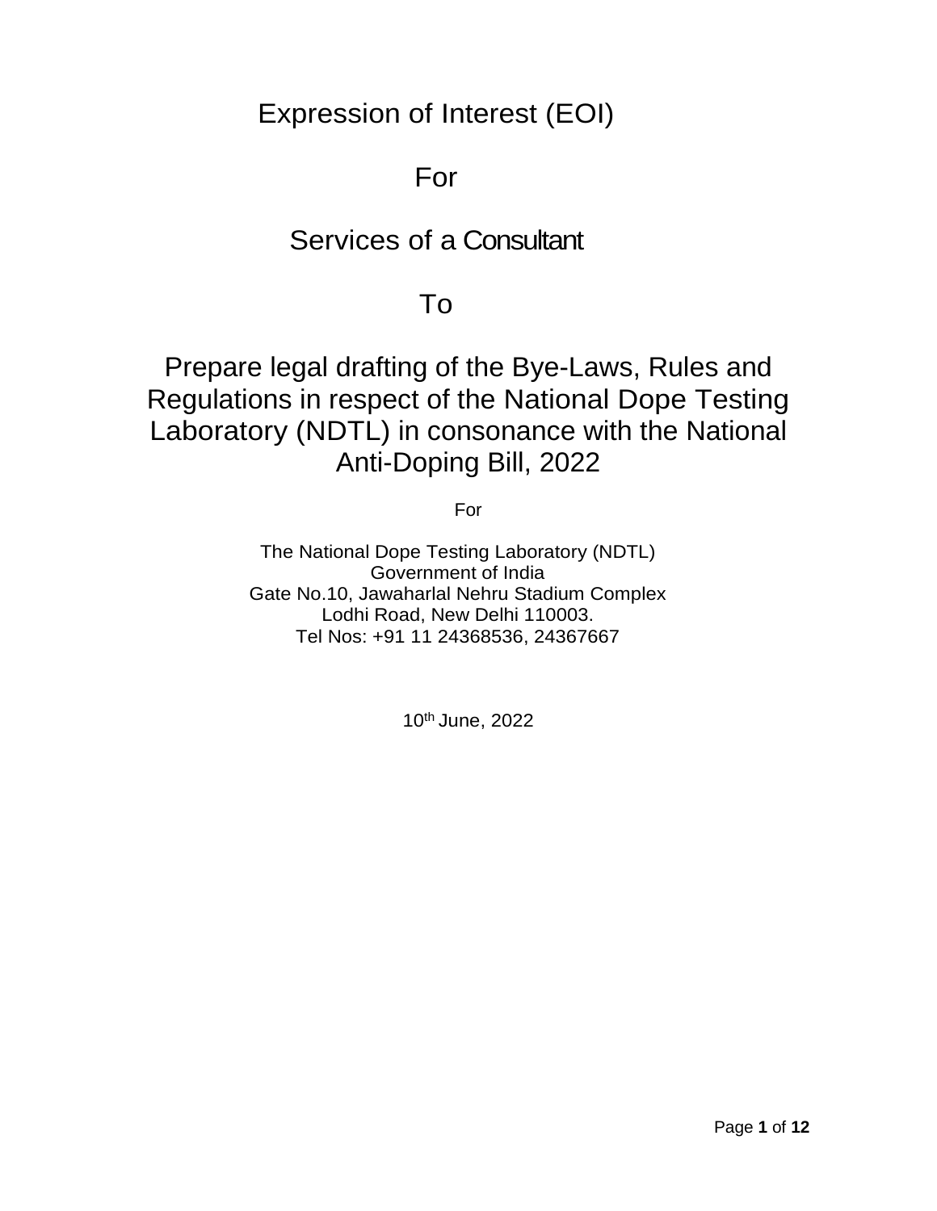# Expression of Interest (EOI)

# For

# Services of a Consultant

# To

# Prepare legal drafting of the Bye-Laws, Rules and Regulations in respect of the National Dope Testing Laboratory (NDTL) in consonance with the National Anti-Doping Bill, 2022

For

The National Dope Testing Laboratory (NDTL)
Government of India
Gate No.10, Jawaharlal Nehru Stadium Complex
Lodhi Road, New Delhi 110003.
Tel Nos: +91 11 24368536, 24367667

10th June, 2022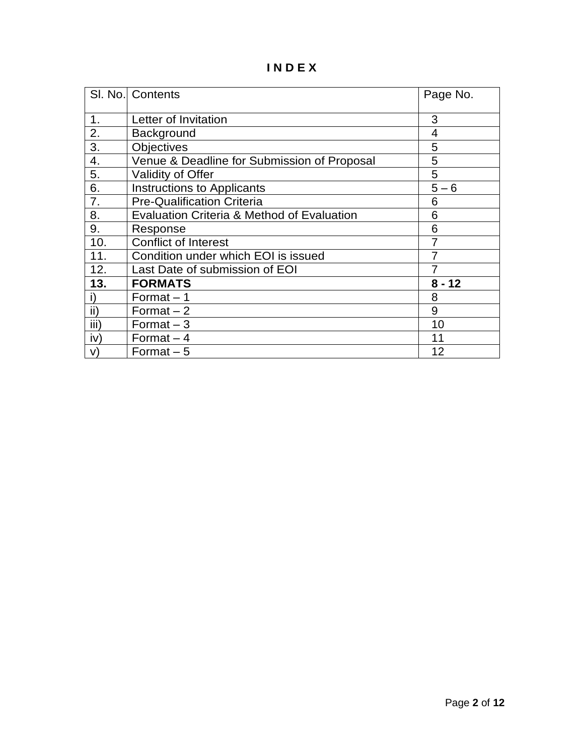# I N D E X

| Sl. No. | Contents | Page No. |
|---|---|---|
| 1. | Letter of Invitation | 3 |
| 2. | Background | 4 |
| 3. | Objectives | 5 |
| 4. | Venue & Deadline for Submission of Proposal | 5 |
| 5. | Validity of Offer | 5 |
| 6. | Instructions to Applicants | 5 – 6 |
| 7. | Pre-Qualification Criteria | 6 |
| 8. | Evaluation Criteria & Method of Evaluation | 6 |
| 9. | Response | 6 |
| 10. | Conflict of Interest | 7 |
| 11. | Condition under which EOI is issued | 7 |
| 12. | Last Date of submission of EOI | 7 |
| **13.** | **FORMATS** | **8 - 12** |
| i) | Format – 1 | 8 |
| ii) | Format – 2 | 9 |
| iii) | Format – 3 | 10 |
| iv) | Format – 4 | 11 |
| v) | Format – 5 | 12 |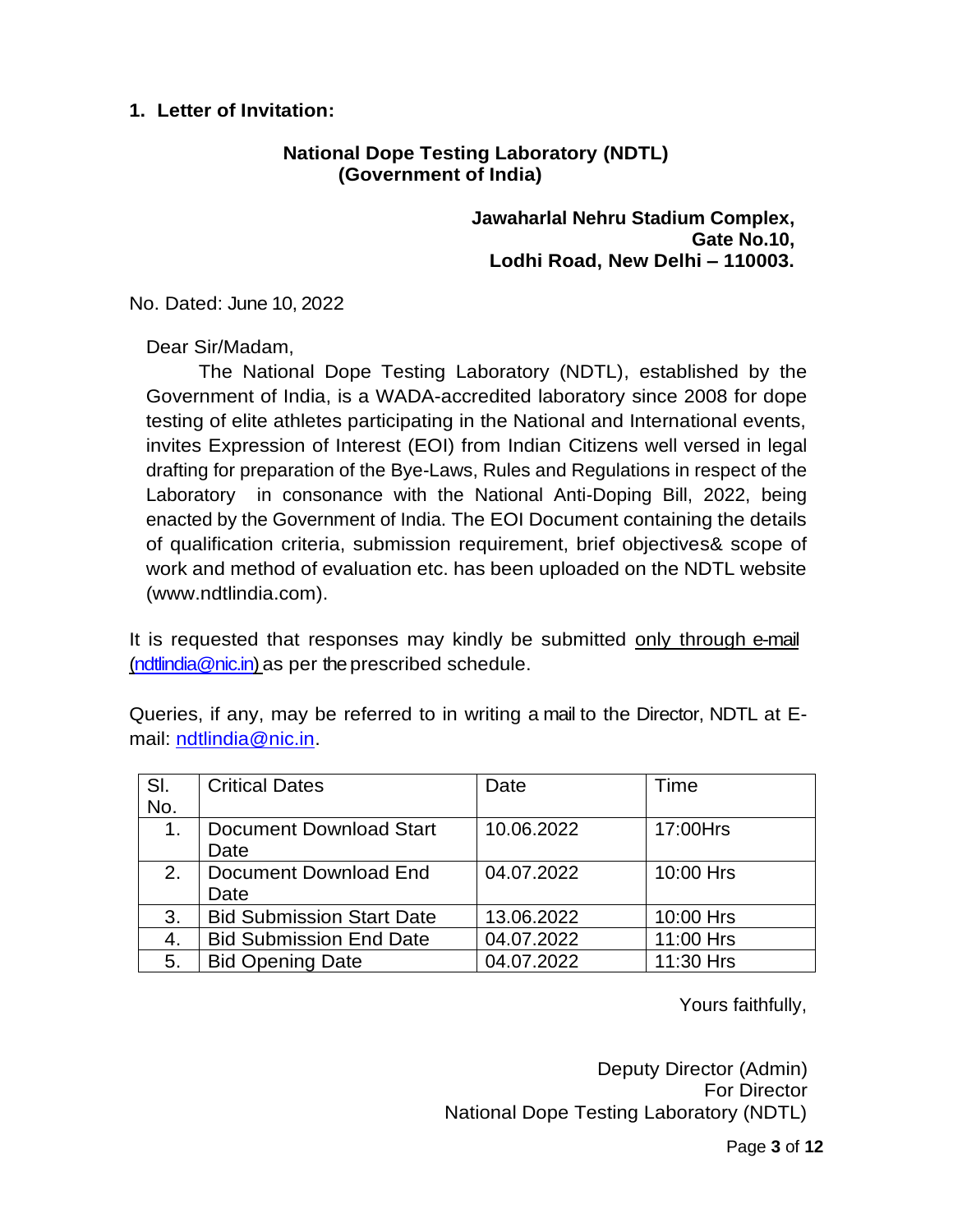## 1. Letter of Invitation:

**National Dope Testing Laboratory (NDTL)**
**(Government of India)**

**Jawaharlal Nehru Stadium Complex,**
**Gate No.10,**
**Lodhi Road, New Delhi – 110003.**

No. Dated: June 10, 2022

Dear Sir/Madam,

The National Dope Testing Laboratory (NDTL), established by the Government of India, is a WADA-accredited laboratory since 2008 for dope testing of elite athletes participating in the National and International events, invites Expression of Interest (EOI) from Indian Citizens well versed in legal drafting for preparation of the Bye-Laws, Rules and Regulations in respect of the Laboratory in consonance with the National Anti-Doping Bill, 2022, being enacted by the Government of India. The EOI Document containing the details of qualification criteria, submission requirement, brief objectives& scope of work and method of evaluation etc. has been uploaded on the NDTL website (www.ndtlindia.com).

It is requested that responses may kindly be submitted only through e-mail (ndtlindia@nic.in) as per the prescribed schedule.

Queries, if any, may be referred to in writing a mail to the Director, NDTL at E-mail: ndtlindia@nic.in.

| Sl. No. | Critical Dates | Date | Time |
|---|---|---|---|
| 1. | Document Download Start Date | 10.06.2022 | 17:00Hrs |
| 2. | Document Download End Date | 04.07.2022 | 10:00 Hrs |
| 3. | Bid Submission Start Date | 13.06.2022 | 10:00 Hrs |
| 4. | Bid Submission End Date | 04.07.2022 | 11:00 Hrs |
| 5. | Bid Opening Date | 04.07.2022 | 11:30 Hrs |

Yours faithfully,

Deputy Director (Admin)
For Director
National Dope Testing Laboratory (NDTL)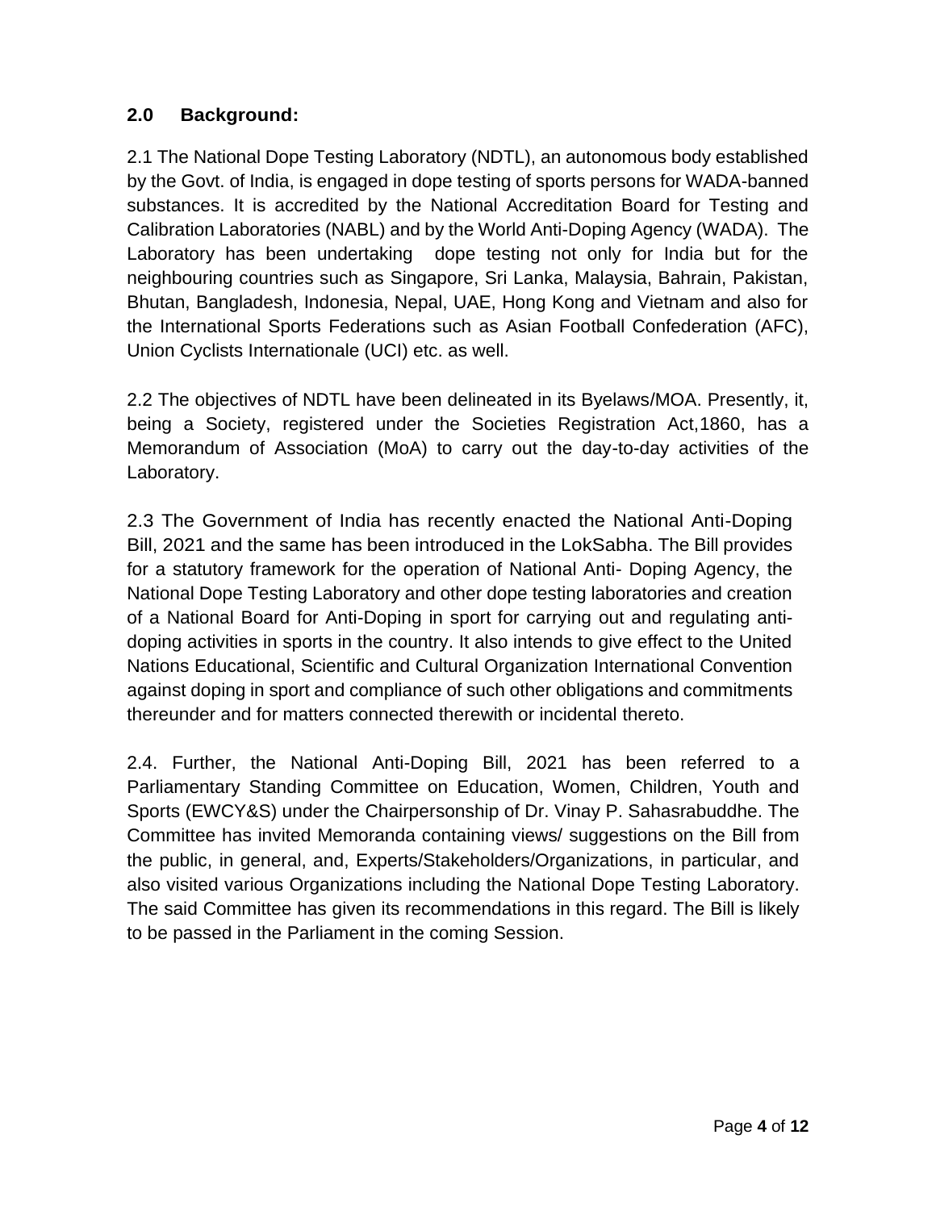## 2.0 Background:

2.1 The National Dope Testing Laboratory (NDTL), an autonomous body established by the Govt. of India, is engaged in dope testing of sports persons for WADA-banned substances. It is accredited by the National Accreditation Board for Testing and Calibration Laboratories (NABL) and by the World Anti-Doping Agency (WADA). The Laboratory has been undertaking dope testing not only for India but for the neighbouring countries such as Singapore, Sri Lanka, Malaysia, Bahrain, Pakistan, Bhutan, Bangladesh, Indonesia, Nepal, UAE, Hong Kong and Vietnam and also for the International Sports Federations such as Asian Football Confederation (AFC), Union Cyclists Internationale (UCI) etc. as well.

2.2 The objectives of NDTL have been delineated in its Byelaws/MOA. Presently, it, being a Society, registered under the Societies Registration Act,1860, has a Memorandum of Association (MoA) to carry out the day-to-day activities of the Laboratory.

2.3 The Government of India has recently enacted the National Anti-Doping Bill, 2021 and the same has been introduced in the LokSabha. The Bill provides for a statutory framework for the operation of National Anti- Doping Agency, the National Dope Testing Laboratory and other dope testing laboratories and creation of a National Board for Anti-Doping in sport for carrying out and regulating anti-doping activities in sports in the country. It also intends to give effect to the United Nations Educational, Scientific and Cultural Organization International Convention against doping in sport and compliance of such other obligations and commitments thereunder and for matters connected therewith or incidental thereto.

2.4. Further, the National Anti-Doping Bill, 2021 has been referred to a Parliamentary Standing Committee on Education, Women, Children, Youth and Sports (EWCY&S) under the Chairpersonship of Dr. Vinay P. Sahasrabuddhe. The Committee has invited Memoranda containing views/ suggestions on the Bill from the public, in general, and, Experts/Stakeholders/Organizations, in particular, and also visited various Organizations including the National Dope Testing Laboratory. The said Committee has given its recommendations in this regard. The Bill is likely to be passed in the Parliament in the coming Session.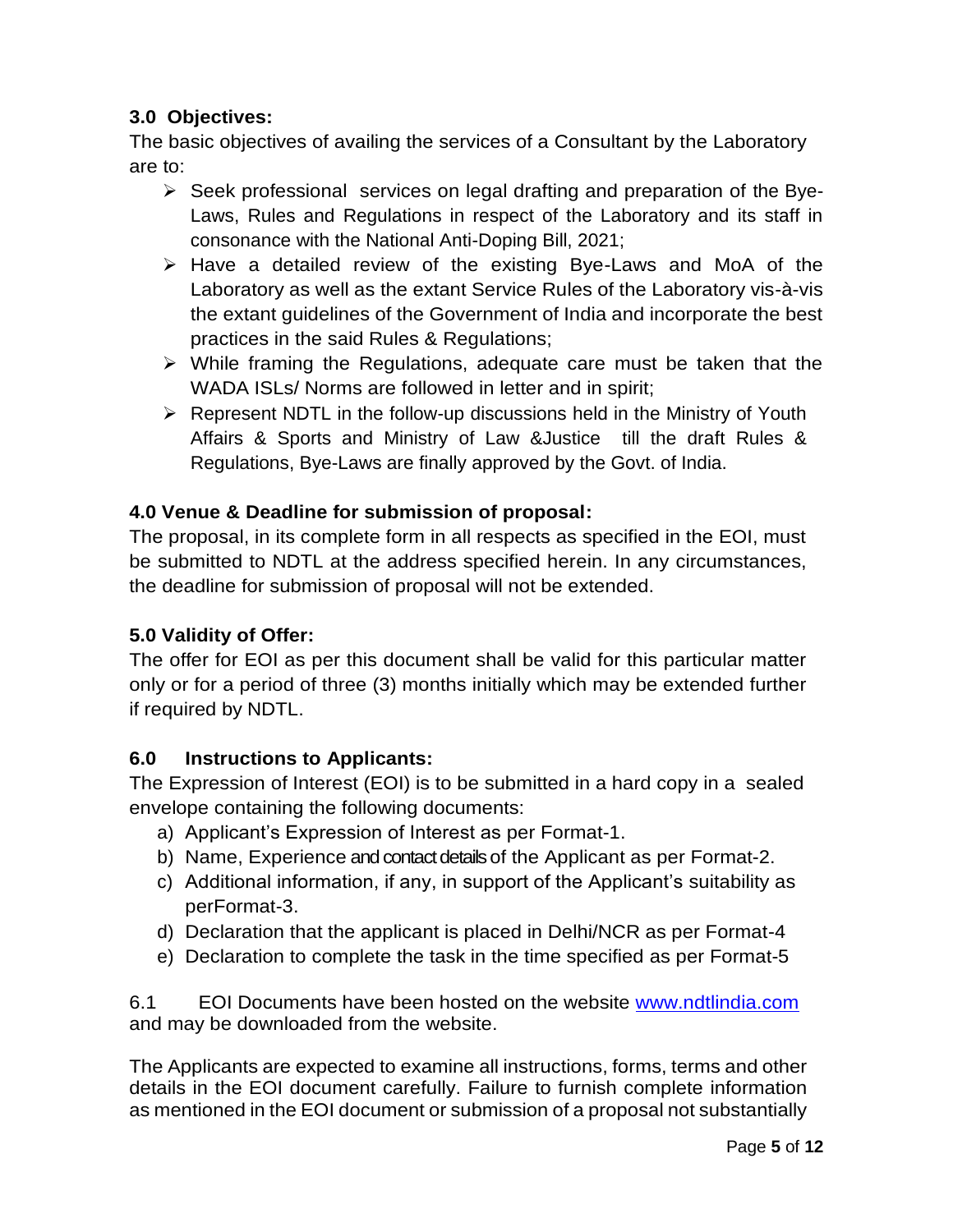### 3.0 Objectives:

The basic objectives of availing the services of a Consultant by the Laboratory are to:

- Seek professional services on legal drafting and preparation of the Bye-Laws, Rules and Regulations in respect of the Laboratory and its staff in consonance with the National Anti-Doping Bill, 2021;
- Have a detailed review of the existing Bye-Laws and MoA of the Laboratory as well as the extant Service Rules of the Laboratory vis-à-vis the extant guidelines of the Government of India and incorporate the best practices in the said Rules & Regulations;
- While framing the Regulations, adequate care must be taken that the WADA ISLs/ Norms are followed in letter and in spirit;
- Represent NDTL in the follow-up discussions held in the Ministry of Youth Affairs & Sports and Ministry of Law &Justice till the draft Rules & Regulations, Bye-Laws are finally approved by the Govt. of India.

### 4.0 Venue & Deadline for submission of proposal:

The proposal, in its complete form in all respects as specified in the EOI, must be submitted to NDTL at the address specified herein. In any circumstances, the deadline for submission of proposal will not be extended.

### 5.0 Validity of Offer:

The offer for EOI as per this document shall be valid for this particular matter only or for a period of three (3) months initially which may be extended further if required by NDTL.

### 6.0 Instructions to Applicants:

The Expression of Interest (EOI) is to be submitted in a hard copy in a sealed envelope containing the following documents:

a) Applicant's Expression of Interest as per Format-1.
b) Name, Experience and contact details of the Applicant as per Format-2.
c) Additional information, if any, in support of the Applicant's suitability as perFormat-3.
d) Declaration that the applicant is placed in Delhi/NCR as per Format-4
e) Declaration to complete the task in the time specified as per Format-5

6.1 EOI Documents have been hosted on the website [www.ndtlindia.com](http://www.ndtlindia.com) and may be downloaded from the website.

The Applicants are expected to examine all instructions, forms, terms and other details in the EOI document carefully. Failure to furnish complete information as mentioned in the EOI document or submission of a proposal not substantially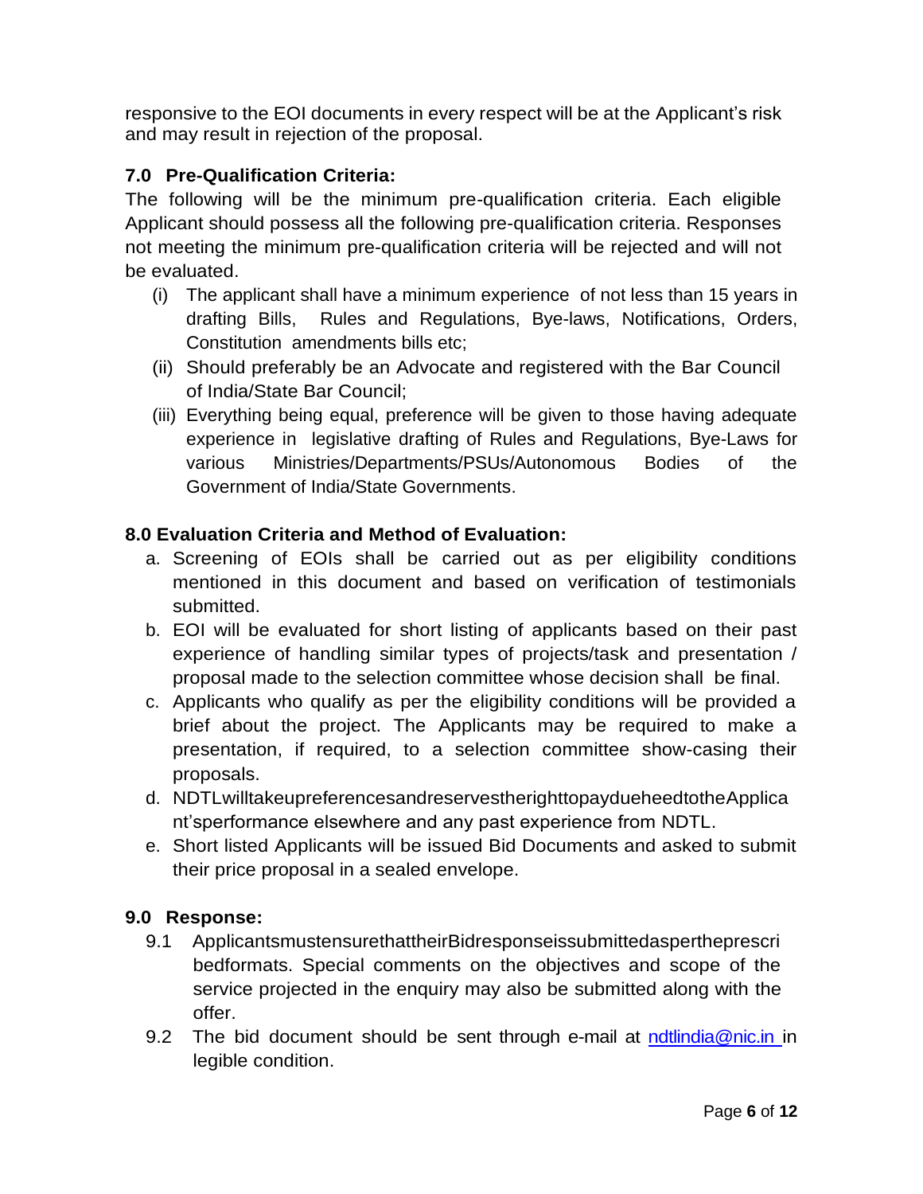responsive to the EOI documents in every respect will be at the Applicant's risk and may result in rejection of the proposal.

## 7.0 Pre-Qualification Criteria:

The following will be the minimum pre-qualification criteria. Each eligible Applicant should possess all the following pre-qualification criteria. Responses not meeting the minimum pre-qualification criteria will be rejected and will not be evaluated.

(i) The applicant shall have a minimum experience of not less than 15 years in drafting Bills, Rules and Regulations, Bye-laws, Notifications, Orders, Constitution amendments bills etc;

(ii) Should preferably be an Advocate and registered with the Bar Council of India/State Bar Council;

(iii) Everything being equal, preference will be given to those having adequate experience in legislative drafting of Rules and Regulations, Bye-Laws for various Ministries/Departments/PSUs/Autonomous Bodies of the Government of India/State Governments.

## 8.0 Evaluation Criteria and Method of Evaluation:

a. Screening of EOIs shall be carried out as per eligibility conditions mentioned in this document and based on verification of testimonials submitted.

b. EOI will be evaluated for short listing of applicants based on their past experience of handling similar types of projects/task and presentation / proposal made to the selection committee whose decision shall be final.

c. Applicants who qualify as per the eligibility conditions will be provided a brief about the project. The Applicants may be required to make a presentation, if required, to a selection committee show-casing their proposals.

d. NDTLwilltakeupreferencesandreservestherighttopaydueheedtotheApplicant'sperformance elsewhere and any past experience from NDTL.

e. Short listed Applicants will be issued Bid Documents and asked to submit their price proposal in a sealed envelope.

## 9.0 Response:

9.1 Applicantsmustensurethattheir Bidresponseissubmittedasperthepresc ribedformats. Special comments on the objectives and scope of the service projected in the enquiry may also be submitted along with the offer.

9.2 The bid document should be sent through e-mail at ndtlindia@nic.in in legible condition.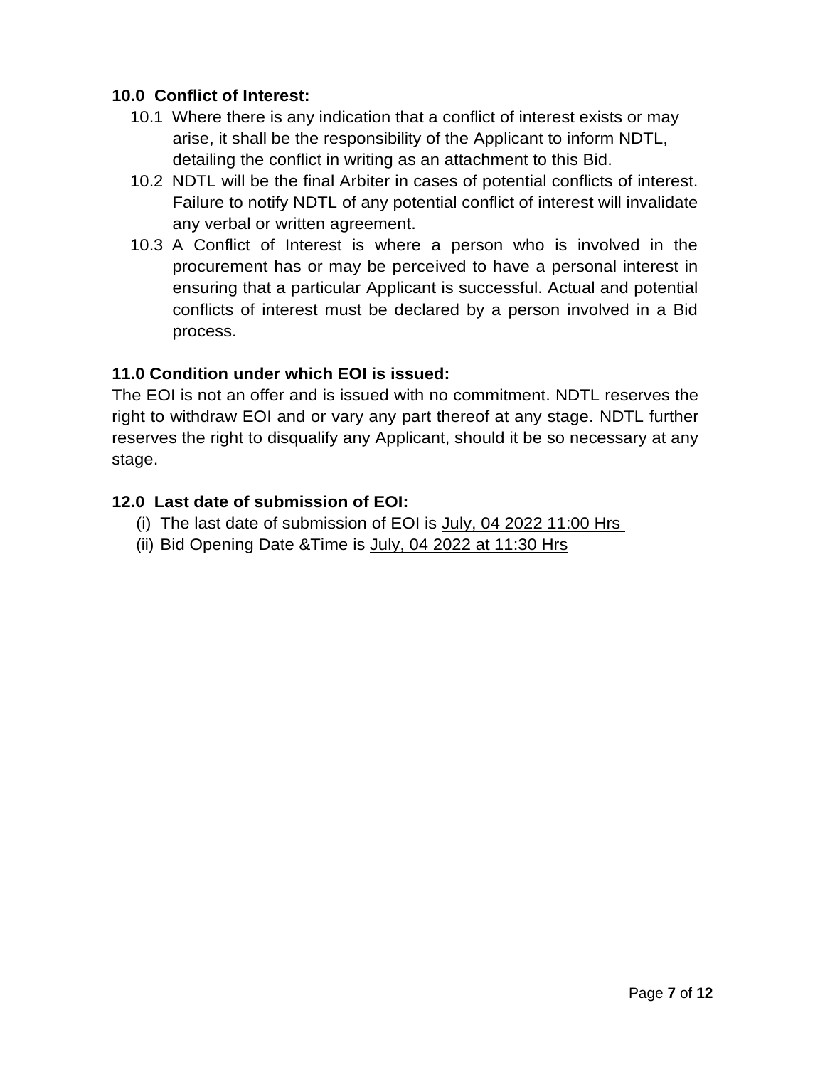**10.0 Conflict of Interest:**

10.1 Where there is any indication that a conflict of interest exists or may arise, it shall be the responsibility of the Applicant to inform NDTL, detailing the conflict in writing as an attachment to this Bid.

10.2 NDTL will be the final Arbiter in cases of potential conflicts of interest. Failure to notify NDTL of any potential conflict of interest will invalidate any verbal or written agreement.

10.3 A Conflict of Interest is where a person who is involved in the procurement has or may be perceived to have a personal interest in ensuring that a particular Applicant is successful. Actual and potential conflicts of interest must be declared by a person involved in a Bid process.

**11.0 Condition under which EOI is issued:**

The EOI is not an offer and is issued with no commitment. NDTL reserves the right to withdraw EOI and or vary any part thereof at any stage. NDTL further reserves the right to disqualify any Applicant, should it be so necessary at any stage.

**12.0 Last date of submission of EOI:**

(i) The last date of submission of EOI is July, 04 2022 11:00 Hrs

(ii) Bid Opening Date &Time is July, 04 2022 at 11:30 Hrs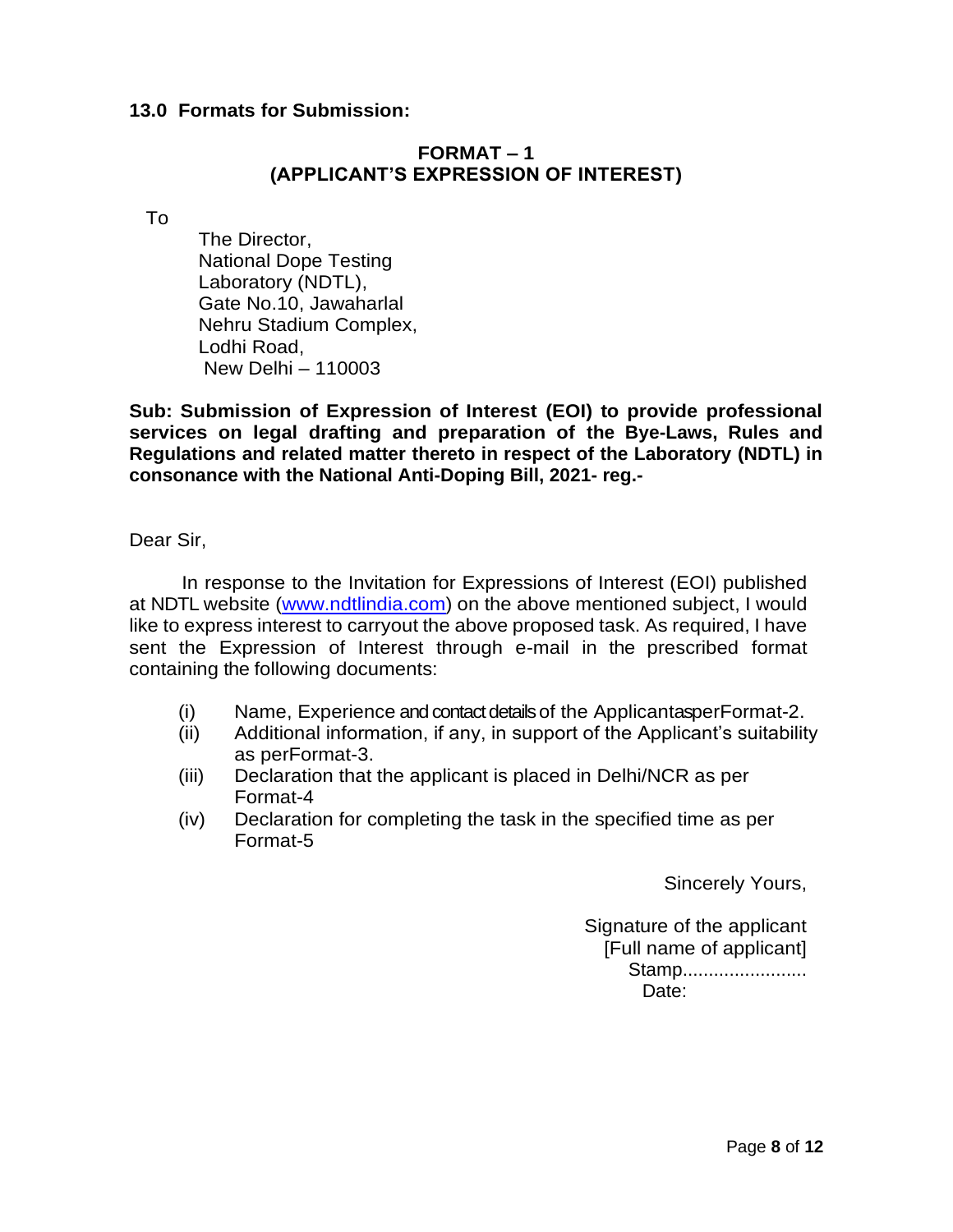**13.0 Formats for Submission:**

## FORMAT – 1
## (APPLICANT'S EXPRESSION OF INTEREST)

To

The Director,
National Dope Testing
Laboratory (NDTL),
Gate No.10, Jawaharlal
Nehru Stadium Complex,
Lodhi Road,
New Delhi – 110003

**Sub: Submission of Expression of Interest (EOI) to provide professional services on legal drafting and preparation of the Bye-Laws, Rules and Regulations and related matter thereto in respect of the Laboratory (NDTL) in consonance with the National Anti-Doping Bill, 2021- reg.-**

Dear Sir,

In response to the Invitation for Expressions of Interest (EOI) published at NDTL website (www.ndtlindia.com) on the above mentioned subject, I would like to express interest to carryout the above proposed task. As required, I have sent the Expression of Interest through e-mail in the prescribed format containing the following documents:

(i) Name, Experience and contact details of the ApplicantasperFormat-2.
(ii) Additional information, if any, in support of the Applicant's suitability as perFormat-3.
(iii) Declaration that the applicant is placed in Delhi/NCR as per Format-4
(iv) Declaration for completing the task in the specified time as per Format-5

Sincerely Yours,

Signature of the applicant
[Full name of applicant]
Stamp.......................
Date: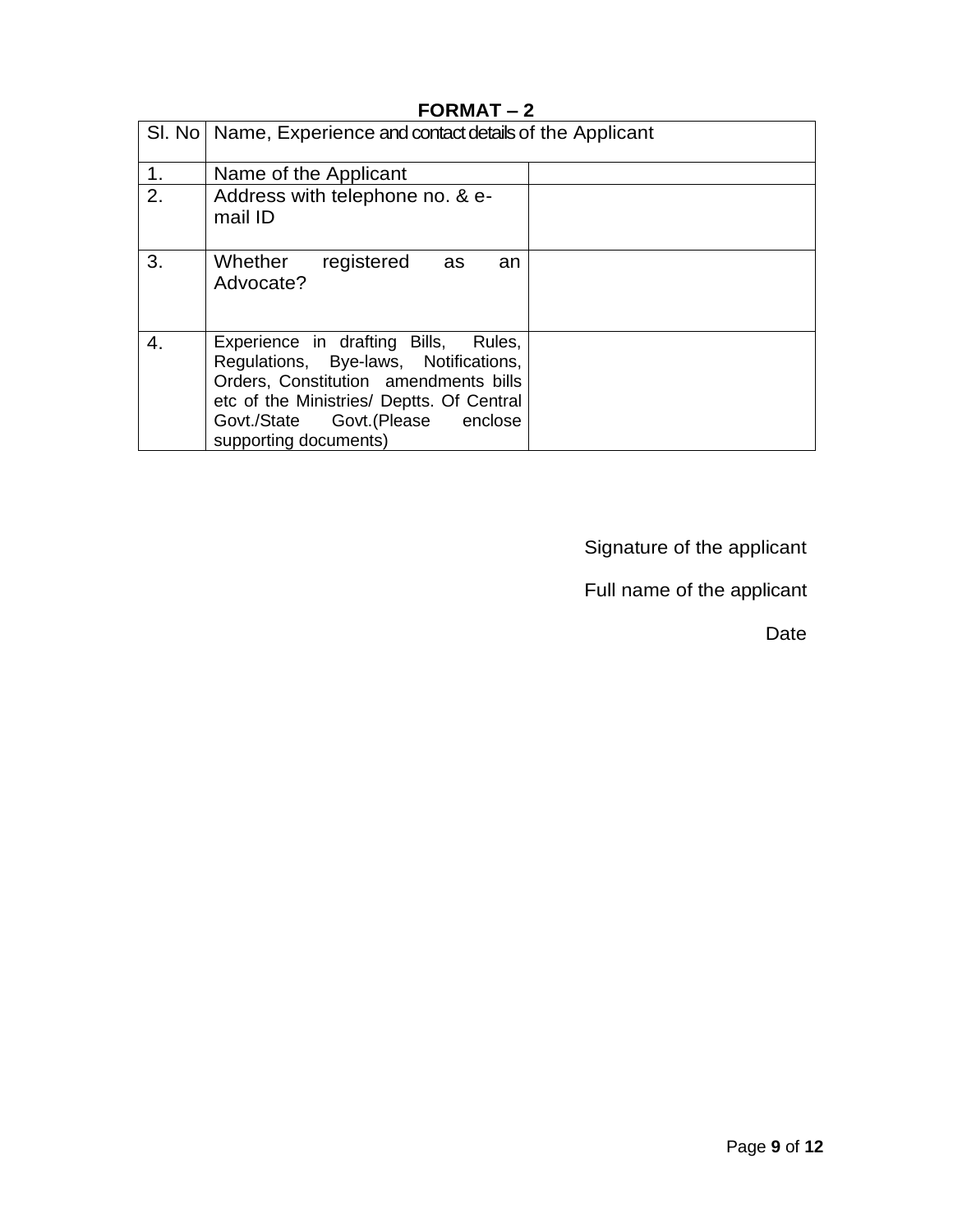**FORMAT – 2**

| Sl. No | Name, Experience and contact details of the Applicant | |
|---|---|---|
| 1. | Name of the Applicant | |
| 2. | Address with telephone no. & e-mail ID | |
| 3. | Whether registered as an Advocate? | |
| 4. | Experience in drafting Bills, Rules, Regulations, Bye-laws, Notifications, Orders, Constitution amendments bills etc of the Ministries/ Deptts. Of Central Govt./State Govt.(Please enclose supporting documents) | |

Signature of the applicant

Full name of the applicant

Date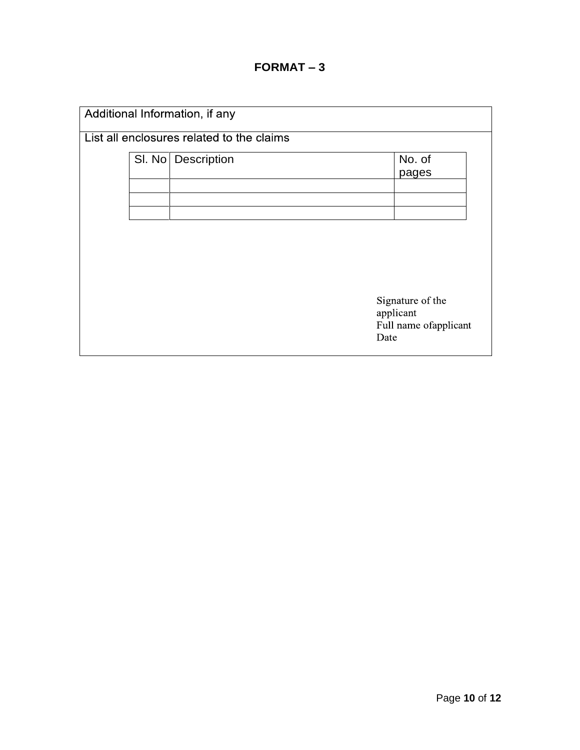# FORMAT – 3

Additional Information, if any

List all enclosures related to the claims

| Sl. No | Description | No. of pages |
|---|---|---|
| | | |
| | | |
| | | |

Signature of the applicant
Full name ofapplicant
Date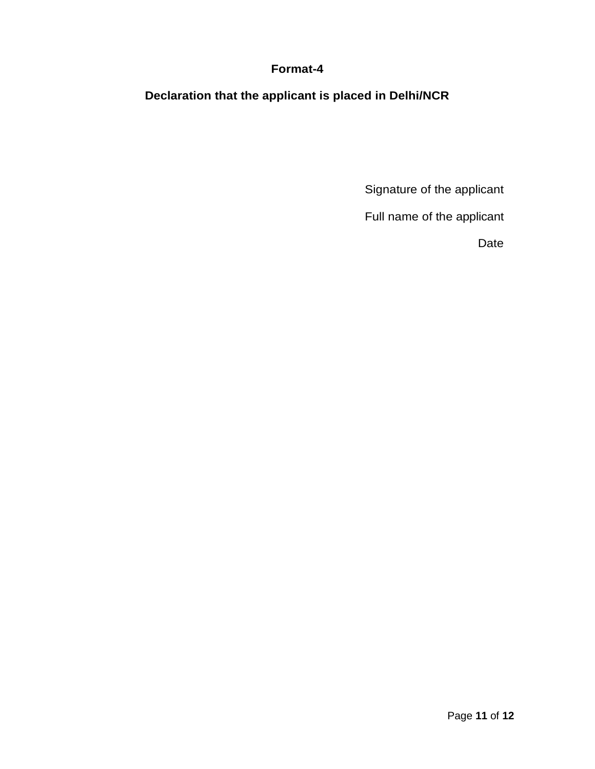**Format-4**

**Declaration that the applicant is placed in Delhi/NCR**

Signature of the applicant

Full name of the applicant

Date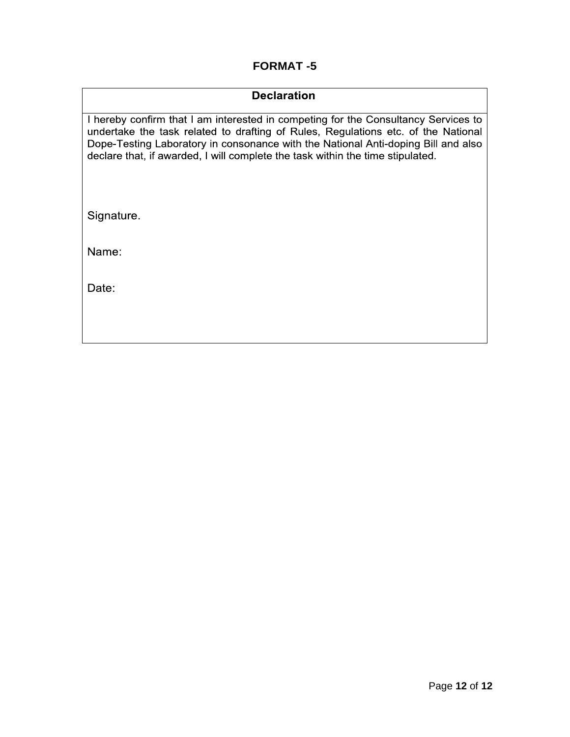# FORMAT -5

## Declaration

I hereby confirm that I am interested in competing for the Consultancy Services to undertake the task related to drafting of Rules, Regulations etc. of the National Dope-Testing Laboratory in consonance with the National Anti-doping Bill and also declare that, if awarded, I will complete the task within the time stipulated.

Signature.

Name:

Date: